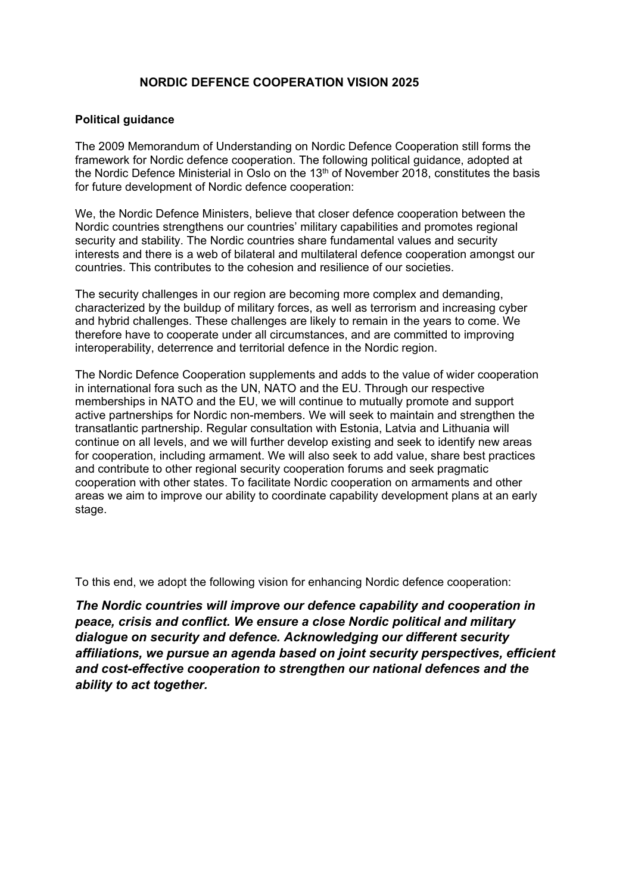# NORDIC DEFENCE COOPERATION VISION 2025

## Political guidance

The 2009 Memorandum of Understanding on Nordic Defence Cooperation still forms the framework for Nordic defence cooperation. The following political guidance, adopted at the Nordic Defence Ministerial in Oslo on the 13th of November 2018, constitutes the basis for future development of Nordic defence cooperation:

We, the Nordic Defence Ministers, believe that closer defence cooperation between the Nordic countries strengthens our countries' military capabilities and promotes regional security and stability. The Nordic countries share fundamental values and security interests and there is a web of bilateral and multilateral defence cooperation amongst our countries. This contributes to the cohesion and resilience of our societies.

The security challenges in our region are becoming more complex and demanding, characterized by the buildup of military forces, as well as terrorism and increasing cyber and hybrid challenges. These challenges are likely to remain in the years to come. We therefore have to cooperate under all circumstances, and are committed to improving interoperability, deterrence and territorial defence in the Nordic region.

The Nordic Defence Cooperation supplements and adds to the value of wider cooperation in international fora such as the UN, NATO and the EU. Through our respective memberships in NATO and the EU, we will continue to mutually promote and support active partnerships for Nordic non-members. We will seek to maintain and strengthen the transatlantic partnership. Regular consultation with Estonia, Latvia and Lithuania will continue on all levels, and we will further develop existing and seek to identify new areas for cooperation, including armament. We will also seek to add value, share best practices and contribute to other regional security cooperation forums and seek pragmatic cooperation with other states. To facilitate Nordic cooperation on armaments and other areas we aim to improve our ability to coordinate capability development plans at an early stage.

To this end, we adopt the following vision for enhancing Nordic defence cooperation:

***The Nordic countries will improve our defence capability and cooperation in peace, crisis and conflict. We ensure a close Nordic political and military dialogue on security and defence. Acknowledging our different security affiliations, we pursue an agenda based on joint security perspectives, efficient and cost-effective cooperation to strengthen our national defences and the ability to act together.***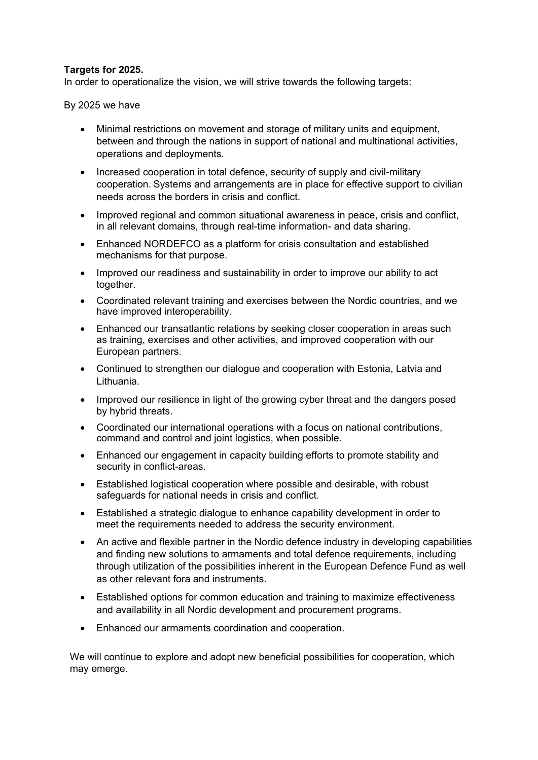**Targets for 2025.**

In order to operationalize the vision, we will strive towards the following targets:

By 2025 we have

- Minimal restrictions on movement and storage of military units and equipment, between and through the nations in support of national and multinational activities, operations and deployments.
- Increased cooperation in total defence, security of supply and civil-military cooperation. Systems and arrangements are in place for effective support to civilian needs across the borders in crisis and conflict.
- Improved regional and common situational awareness in peace, crisis and conflict, in all relevant domains, through real-time information- and data sharing.
- Enhanced NORDEFCO as a platform for crisis consultation and established mechanisms for that purpose.
- Improved our readiness and sustainability in order to improve our ability to act together.
- Coordinated relevant training and exercises between the Nordic countries, and we have improved interoperability.
- Enhanced our transatlantic relations by seeking closer cooperation in areas such as training, exercises and other activities, and improved cooperation with our European partners.
- Continued to strengthen our dialogue and cooperation with Estonia, Latvia and Lithuania.
- Improved our resilience in light of the growing cyber threat and the dangers posed by hybrid threats.
- Coordinated our international operations with a focus on national contributions, command and control and joint logistics, when possible.
- Enhanced our engagement in capacity building efforts to promote stability and security in conflict-areas.
- Established logistical cooperation where possible and desirable, with robust safeguards for national needs in crisis and conflict.
- Established a strategic dialogue to enhance capability development in order to meet the requirements needed to address the security environment.
- An active and flexible partner in the Nordic defence industry in developing capabilities and finding new solutions to armaments and total defence requirements, including through utilization of the possibilities inherent in the European Defence Fund as well as other relevant fora and instruments.
- Established options for common education and training to maximize effectiveness and availability in all Nordic development and procurement programs.
- Enhanced our armaments coordination and cooperation.

We will continue to explore and adopt new beneficial possibilities for cooperation, which may emerge.